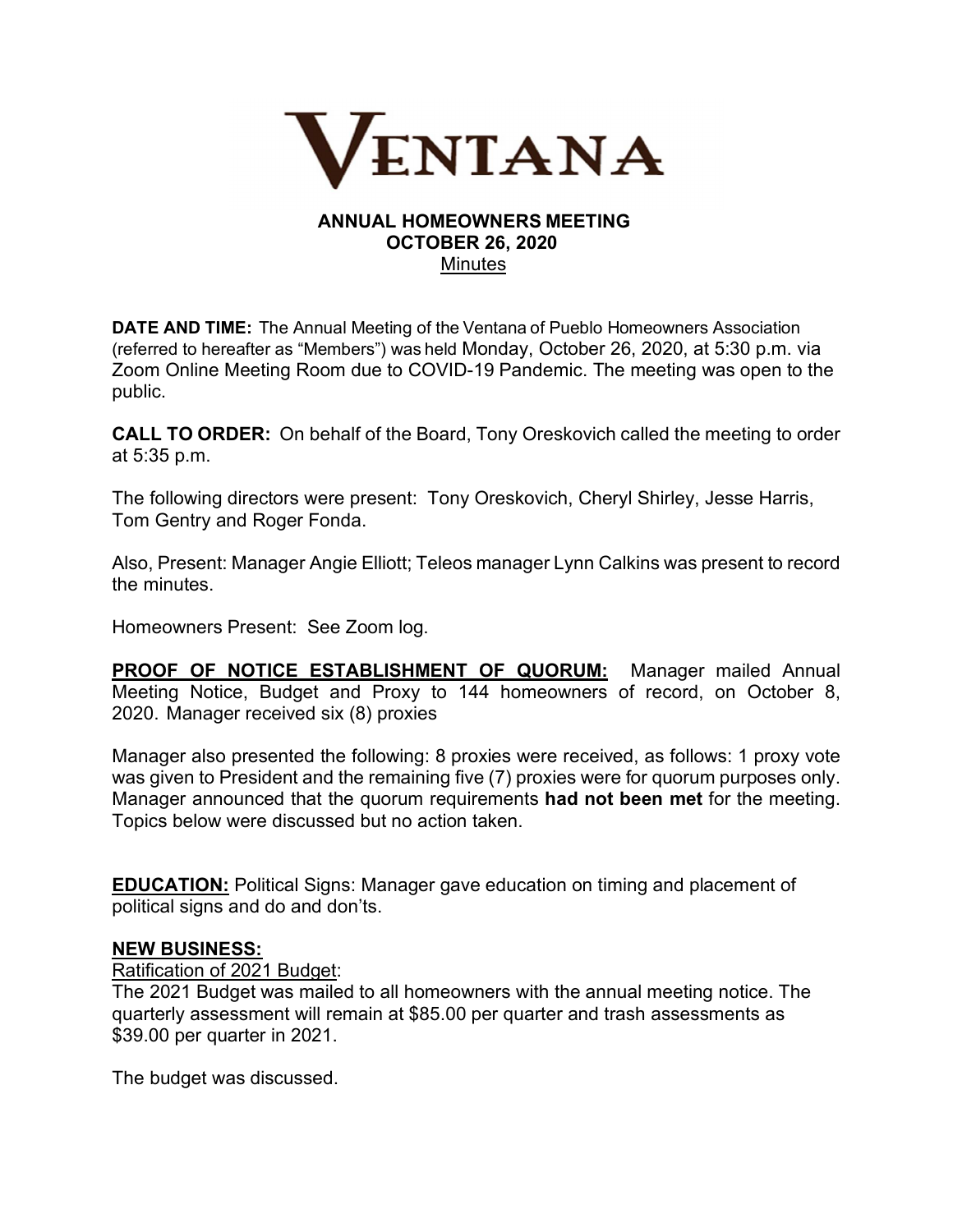# VENTANA

## ANNUAL HOMEOWNERS MEETING
## OCTOBER 26, 2020
Minutes

**DATE AND TIME:** The Annual Meeting of the Ventana of Pueblo Homeowners Association (referred to hereafter as "Members") was held Monday, October 26, 2020, at 5:30 p.m. via Zoom Online Meeting Room due to COVID-19 Pandemic. The meeting was open to the public.

**CALL TO ORDER:** On behalf of the Board, Tony Oreskovich called the meeting to order at 5:35 p.m.

The following directors were present: Tony Oreskovich, Cheryl Shirley, Jesse Harris, Tom Gentry and Roger Fonda.

Also, Present: Manager Angie Elliott; Teleos manager Lynn Calkins was present to record the minutes.

Homeowners Present: See Zoom log.

**PROOF OF NOTICE ESTABLISHMENT OF QUORUM:** Manager mailed Annual Meeting Notice, Budget and Proxy to 144 homeowners of record, on October 8, 2020. Manager received six (8) proxies

Manager also presented the following: 8 proxies were received, as follows: 1 proxy vote was given to President and the remaining five (7) proxies were for quorum purposes only. Manager announced that the quorum requirements **had not been met** for the meeting. Topics below were discussed but no action taken.

**EDUCATION:** Political Signs: Manager gave education on timing and placement of political signs and do and don'ts.

**NEW BUSINESS:**

Ratification of 2021 Budget:

The 2021 Budget was mailed to all homeowners with the annual meeting notice. The quarterly assessment will remain at $85.00 per quarter and trash assessments as $39.00 per quarter in 2021.

The budget was discussed.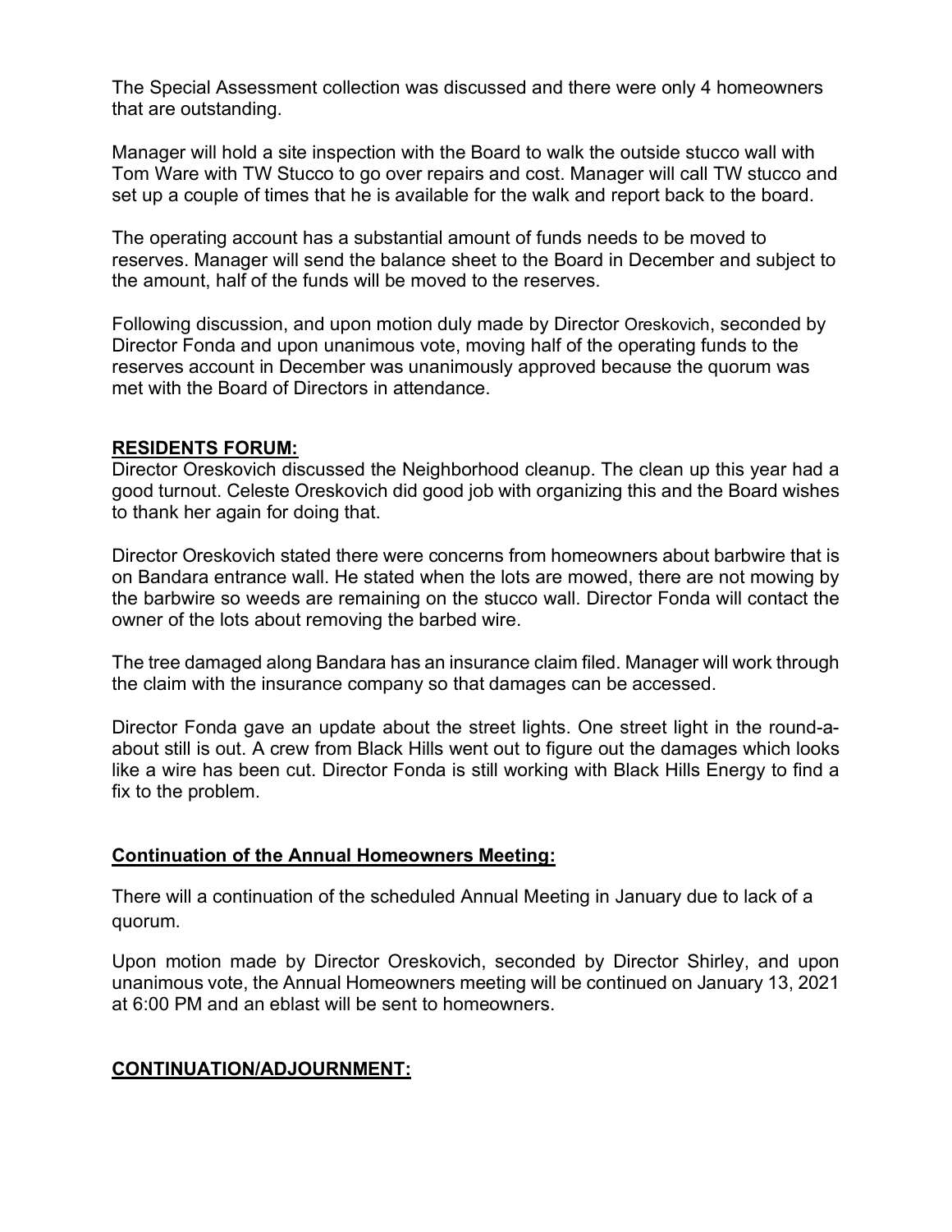The Special Assessment collection was discussed and there were only 4 homeowners that are outstanding.

Manager will hold a site inspection with the Board to walk the outside stucco wall with Tom Ware with TW Stucco to go over repairs and cost. Manager will call TW stucco and set up a couple of times that he is available for the walk and report back to the board.

The operating account has a substantial amount of funds needs to be moved to reserves. Manager will send the balance sheet to the Board in December and subject to the amount, half of the funds will be moved to the reserves.

Following discussion, and upon motion duly made by Director Oreskovich, seconded by Director Fonda and upon unanimous vote, moving half of the operating funds to the reserves account in December was unanimously approved because the quorum was met with the Board of Directors in attendance.

**RESIDENTS FORUM:**

Director Oreskovich discussed the Neighborhood cleanup. The clean up this year had a good turnout. Celeste Oreskovich did good job with organizing this and the Board wishes to thank her again for doing that.

Director Oreskovich stated there were concerns from homeowners about barbwire that is on Bandara entrance wall. He stated when the lots are mowed, there are not mowing by the barbwire so weeds are remaining on the stucco wall. Director Fonda will contact the owner of the lots about removing the barbed wire.

The tree damaged along Bandara has an insurance claim filed. Manager will work through the claim with the insurance company so that damages can be accessed.

Director Fonda gave an update about the street lights. One street light in the round-a-about still is out. A crew from Black Hills went out to figure out the damages which looks like a wire has been cut. Director Fonda is still working with Black Hills Energy to find a fix to the problem.

**Continuation of the Annual Homeowners Meeting:**

There will a continuation of the scheduled Annual Meeting in January due to lack of a quorum.

Upon motion made by Director Oreskovich, seconded by Director Shirley, and upon unanimous vote, the Annual Homeowners meeting will be continued on January 13, 2021 at 6:00 PM and an eblast will be sent to homeowners.

**CONTINUATION/ADJOURNMENT:**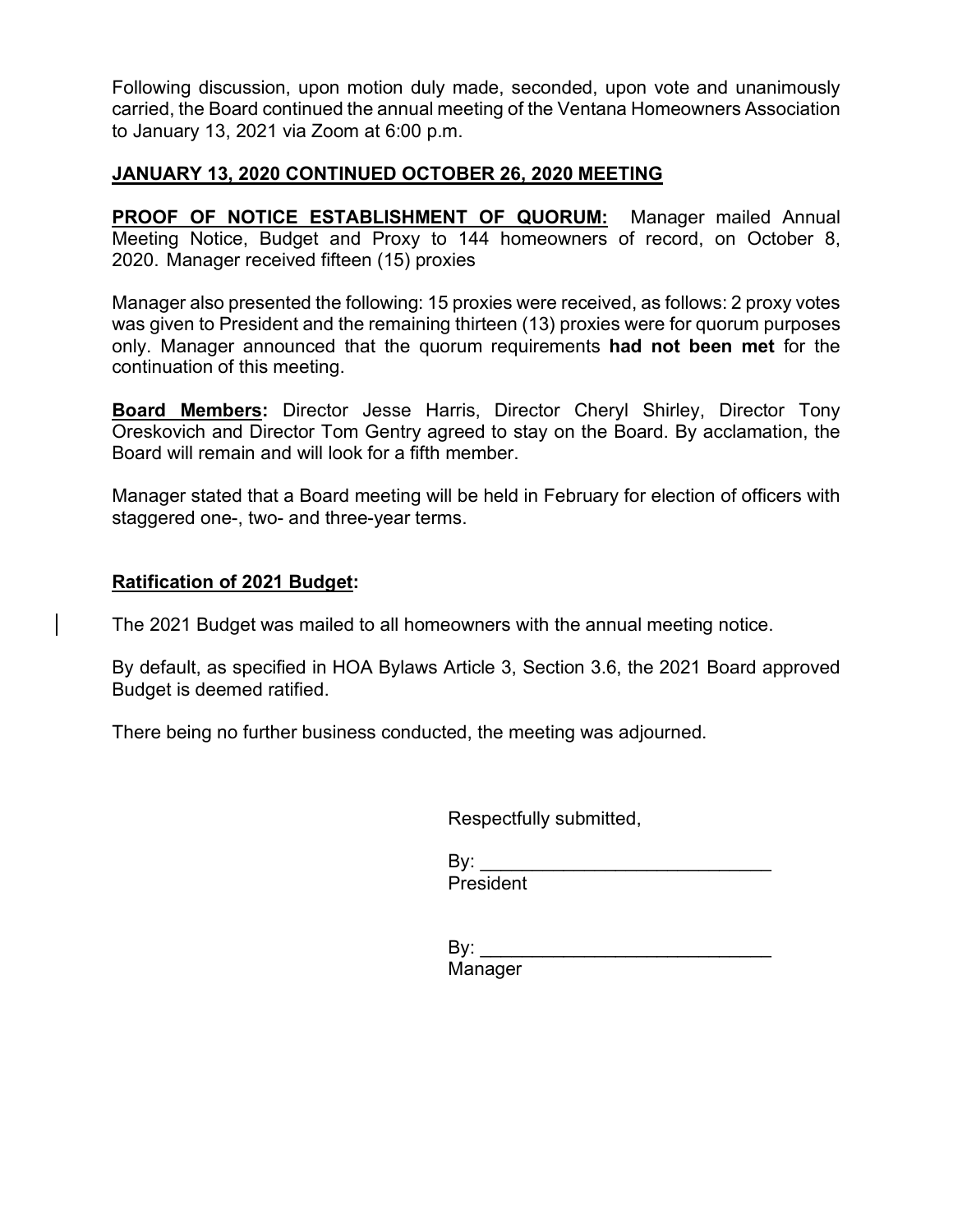Following discussion, upon motion duly made, seconded, upon vote and unanimously carried, the Board continued the annual meeting of the Ventana Homeowners Association to January 13, 2021 via Zoom at 6:00 p.m.

**JANUARY 13, 2020 CONTINUED OCTOBER 26, 2020 MEETING**

**PROOF OF NOTICE ESTABLISHMENT OF QUORUM:** Manager mailed Annual Meeting Notice, Budget and Proxy to 144 homeowners of record, on October 8, 2020. Manager received fifteen (15) proxies

Manager also presented the following: 15 proxies were received, as follows: 2 proxy votes was given to President and the remaining thirteen (13) proxies were for quorum purposes only. Manager announced that the quorum requirements **had not been met** for the continuation of this meeting.

**Board Members:** Director Jesse Harris, Director Cheryl Shirley, Director Tony Oreskovich and Director Tom Gentry agreed to stay on the Board. By acclamation, the Board will remain and will look for a fifth member.

Manager stated that a Board meeting will be held in February for election of officers with staggered one-, two- and three-year terms.

**Ratification of 2021 Budget:**

The 2021 Budget was mailed to all homeowners with the annual meeting notice.

By default, as specified in HOA Bylaws Article 3, Section 3.6, the 2021 Board approved Budget is deemed ratified.

There being no further business conducted, the meeting was adjourned.

Respectfully submitted,

By: ____________________________
President

By: ____________________________
Manager